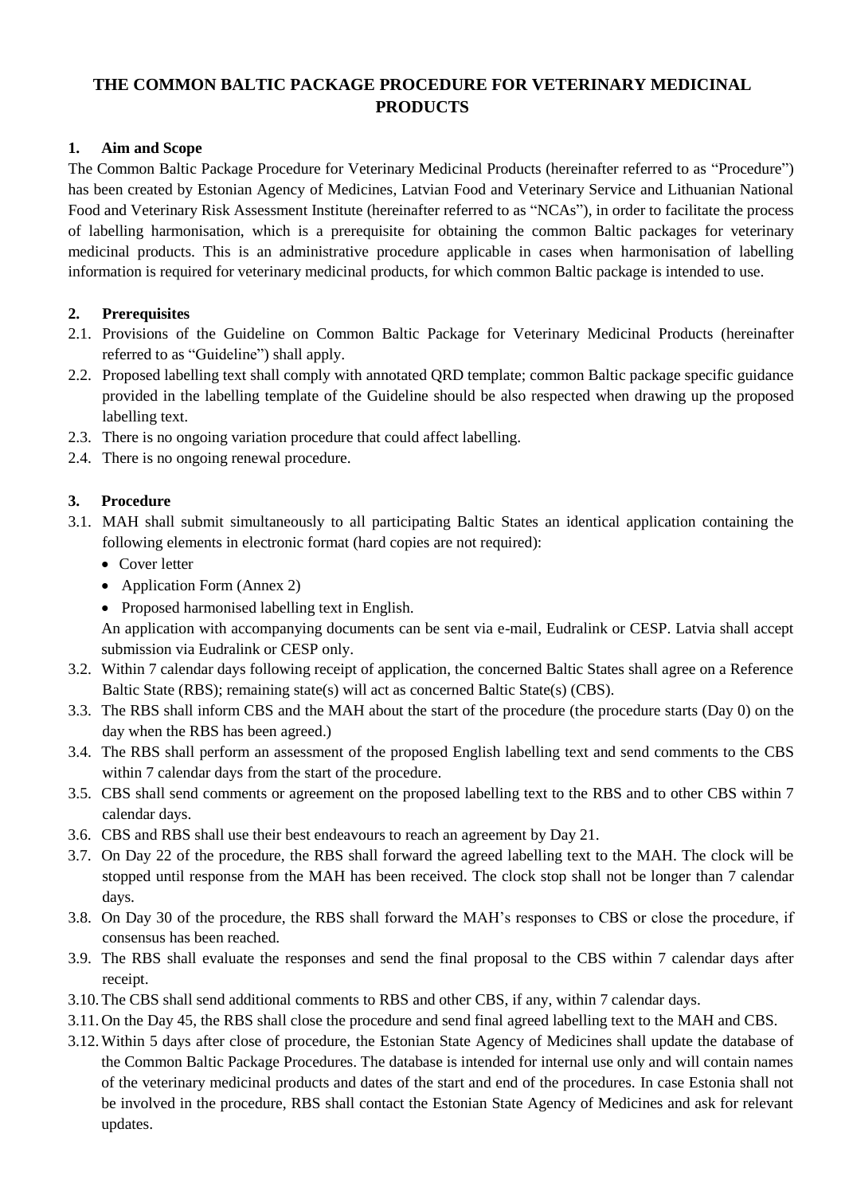# THE COMMON BALTIC PACKAGE PROCEDURE FOR VETERINARY MEDICINAL PRODUCTS

## 1. Aim and Scope

The Common Baltic Package Procedure for Veterinary Medicinal Products (hereinafter referred to as "Procedure") has been created by Estonian Agency of Medicines, Latvian Food and Veterinary Service and Lithuanian National Food and Veterinary Risk Assessment Institute (hereinafter referred to as "NCAs"), in order to facilitate the process of labelling harmonisation, which is a prerequisite for obtaining the common Baltic packages for veterinary medicinal products. This is an administrative procedure applicable in cases when harmonisation of labelling information is required for veterinary medicinal products, for which common Baltic package is intended to use.

## 2. Prerequisites

2.1. Provisions of the Guideline on Common Baltic Package for Veterinary Medicinal Products (hereinafter referred to as "Guideline") shall apply.

2.2. Proposed labelling text shall comply with annotated QRD template; common Baltic package specific guidance provided in the labelling template of the Guideline should be also respected when drawing up the proposed labelling text.

2.3. There is no ongoing variation procedure that could affect labelling.

2.4. There is no ongoing renewal procedure.

## 3. Procedure

3.1. MAH shall submit simultaneously to all participating Baltic States an identical application containing the following elements in electronic format (hard copies are not required):

- Cover letter
- Application Form (Annex 2)
- Proposed harmonised labelling text in English.

An application with accompanying documents can be sent via e-mail, Eudralink or CESP. Latvia shall accept submission via Eudralink or CESP only.

3.2. Within 7 calendar days following receipt of application, the concerned Baltic States shall agree on a Reference Baltic State (RBS); remaining state(s) will act as concerned Baltic State(s) (CBS).

3.3. The RBS shall inform CBS and the MAH about the start of the procedure (the procedure starts (Day 0) on the day when the RBS has been agreed.)

3.4. The RBS shall perform an assessment of the proposed English labelling text and send comments to the CBS within 7 calendar days from the start of the procedure.

3.5. CBS shall send comments or agreement on the proposed labelling text to the RBS and to other CBS within 7 calendar days.

3.6. CBS and RBS shall use their best endeavours to reach an agreement by Day 21.

3.7. On Day 22 of the procedure, the RBS shall forward the agreed labelling text to the MAH. The clock will be stopped until response from the MAH has been received. The clock stop shall not be longer than 7 calendar days.

3.8. On Day 30 of the procedure, the RBS shall forward the MAH's responses to CBS or close the procedure, if consensus has been reached.

3.9. The RBS shall evaluate the responses and send the final proposal to the CBS within 7 calendar days after receipt.

3.10. The CBS shall send additional comments to RBS and other CBS, if any, within 7 calendar days.

3.11. On the Day 45, the RBS shall close the procedure and send final agreed labelling text to the MAH and CBS.

3.12. Within 5 days after close of procedure, the Estonian State Agency of Medicines shall update the database of the Common Baltic Package Procedures. The database is intended for internal use only and will contain names of the veterinary medicinal products and dates of the start and end of the procedures. In case Estonia shall not be involved in the procedure, RBS shall contact the Estonian State Agency of Medicines and ask for relevant updates.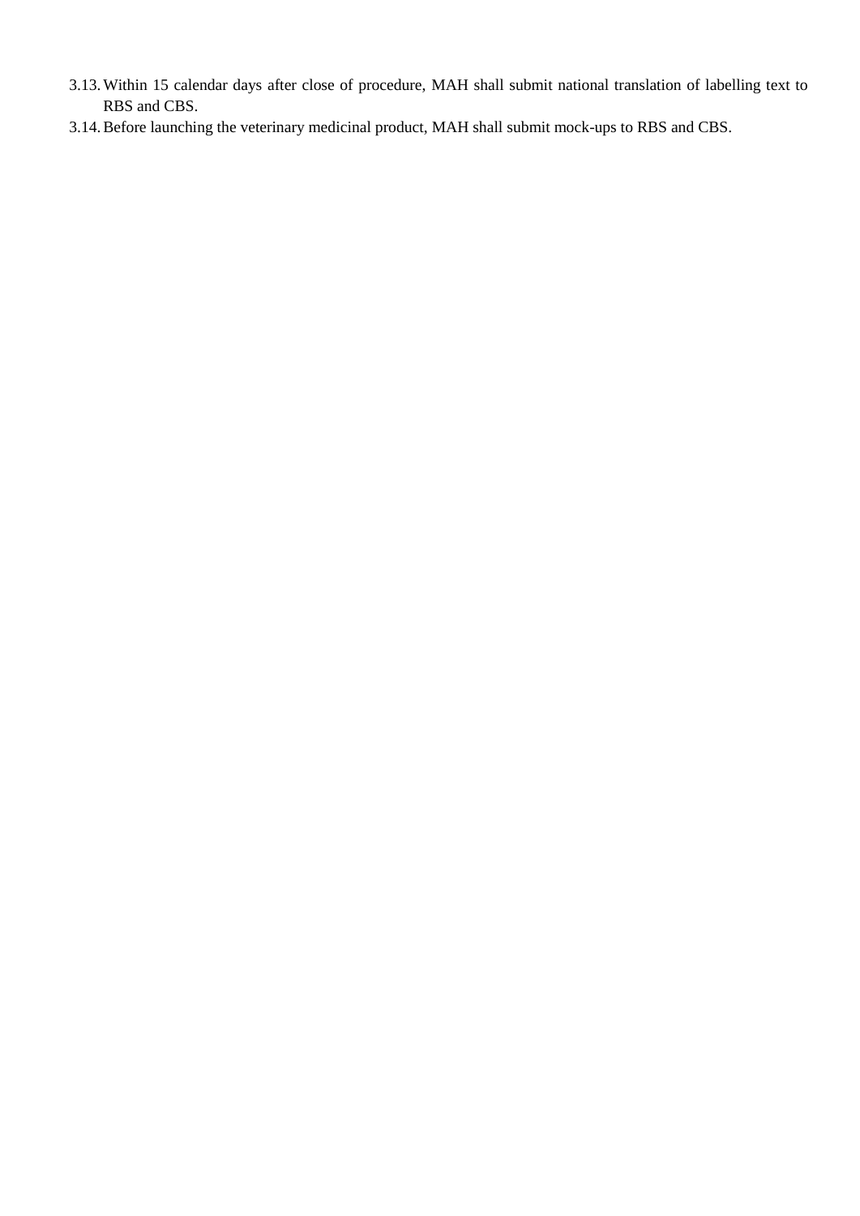3.13. Within 15 calendar days after close of procedure, MAH shall submit national translation of labelling text to RBS and CBS.

3.14. Before launching the veterinary medicinal product, MAH shall submit mock-ups to RBS and CBS.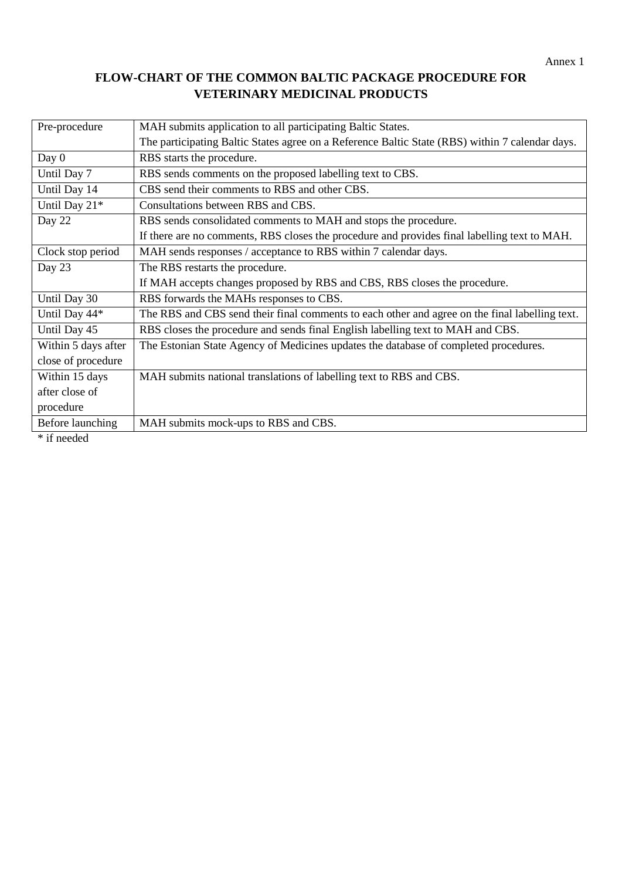Annex 1

# FLOW-CHART OF THE COMMON BALTIC PACKAGE PROCEDURE FOR VETERINARY MEDICINAL PRODUCTS

| | |
|---|---|
| Pre-procedure | MAH submits application to all participating Baltic States.<br>The participating Baltic States agree on a Reference Baltic State (RBS) within 7 calendar days. |
| Day 0 | RBS starts the procedure. |
| Until Day 7 | RBS sends comments on the proposed labelling text to CBS. |
| Until Day 14 | CBS send their comments to RBS and other CBS. |
| Until Day 21* | Consultations between RBS and CBS. |
| Day 22 | RBS sends consolidated comments to MAH and stops the procedure.<br>If there are no comments, RBS closes the procedure and provides final labelling text to MAH. |
| Clock stop period | MAH sends responses / acceptance to RBS within 7 calendar days. |
| Day 23 | The RBS restarts the procedure.<br>If MAH accepts changes proposed by RBS and CBS, RBS closes the procedure. |
| Until Day 30 | RBS forwards the MAHs responses to CBS. |
| Until Day 44* | The RBS and CBS send their final comments to each other and agree on the final labelling text. |
| Until Day 45 | RBS closes the procedure and sends final English labelling text to MAH and CBS. |
| Within 5 days after close of procedure | The Estonian State Agency of Medicines updates the database of completed procedures. |
| Within 15 days after close of procedure | MAH submits national translations of labelling text to RBS and CBS. |
| Before launching | MAH submits mock-ups to RBS and CBS. |

* if needed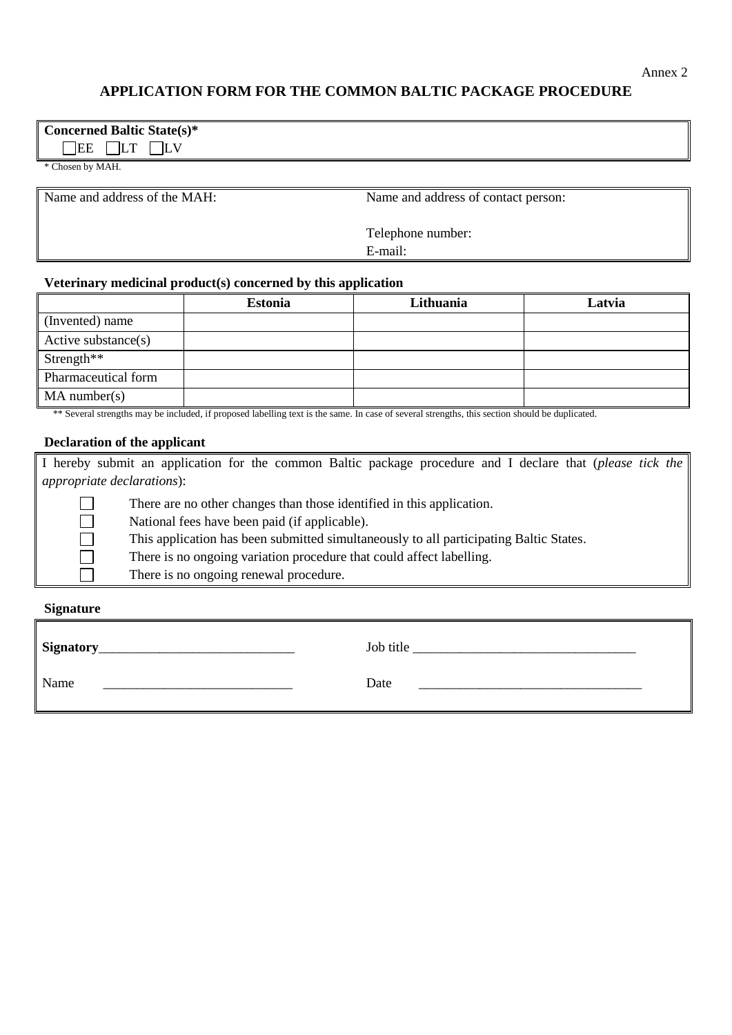Annex 2

# APPLICATION FORM FOR THE COMMON BALTIC PACKAGE PROCEDURE

**Concerned Baltic State(s)***

☐EE ☐LT ☐LV

* Chosen by MAH.

| | |
|---|---|
| Name and address of the MAH: | Name and address of the contact person:<br><br>Telephone number:<br>E-mail: |

**Veterinary medicinal product(s) concerned by this application**

| | Estonia | Lithuania | Latvia |
|---|---|---|---|
| (Invented) name | | | |
| Active substance(s) | | | |
| Strength** | | | |
| Pharmaceutical form | | | |
| MA number(s) | | | |

** Several strengths may be included, if proposed labelling text is the same. In case of several strengths, this section should be duplicated.

**Declaration of the applicant**

I hereby submit an application for the common Baltic package procedure and I declare that (*please tick the appropriate declarations*):

- ☐ There are no other changes than those identified in this application.
- ☐ National fees have been paid (if applicable).
- ☐ This application has been submitted simultaneously to all participating Baltic States.
- ☐ There is no ongoing variation procedure that could affect labelling.
- ☐ There is no ongoing renewal procedure.

**Signature**

| | |
|---|---|
| **Signatory**_____________________________ | Job title _________________________________ |
| Name ____________________________ | Date _________________________________ |